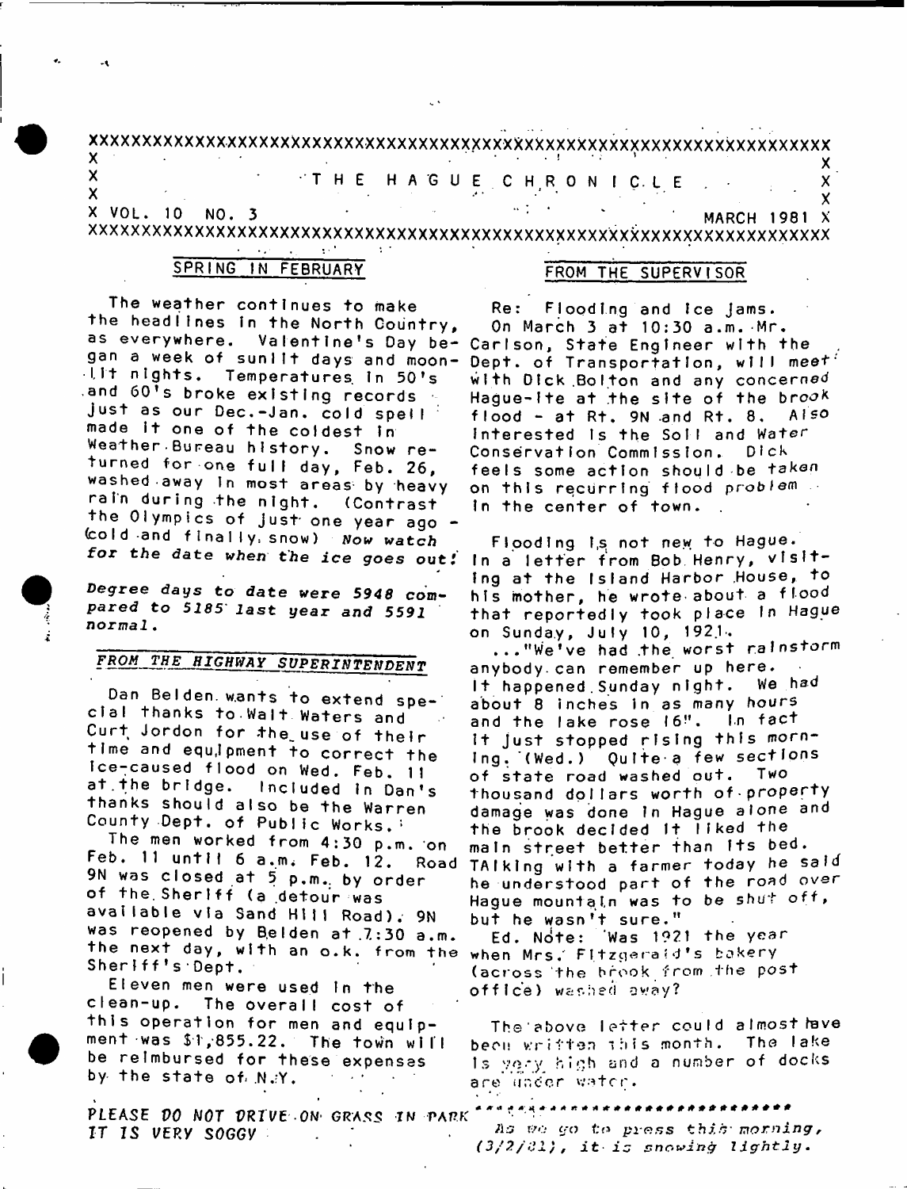# THE HAGUE CHRONICLE

VOL. 10 NO. 3 — MARCH 1981

## SPRING IN FEBRUARY

The weather continues to make the headlines in the North Country, as everywhere. Valentine's Day began a week of sunlit days and moonlit nights. Temperatures in 50's and 60's broke existing records just as our Dec.-Jan. cold spell made it one of the coldest in Weather Bureau history. Snow returned for one full day, Feb. 26, washed away in most areas by heavy rain during the night. (Contrast the Olympics of just one year ago - cold and finally snow) *Now watch for the date when the ice goes out!*

*Degree days to date were 5948 compared to 5185 last year and 5591 normal.*

## *FROM THE HIGHWAY SUPERINTENDENT*

Dan Belden wants to extend special thanks to Walt Waters and Curt Jordon for the use of their time and equipment to correct the ice-caused flood on Wed. Feb. 11 at the bridge. Included in Dan's thanks should also be the Warren County Dept. of Public Works.

The men worked from 4:30 p.m. on Feb. 11 until 6 a.m. Feb. 12. Road 9N was closed at 5 p.m. by order of the Sheriff (a detour was available via Sand Hill Road). 9N was reopened by Belden at 7:30 a.m. the next day, with an o.k. from the Sheriff's Dept.

Eleven men were used in the clean-up. The overall cost of this operation for men and equipment was $1,855.22. The town will be reimbursed for these expenses by the state of N.Y.

*PLEASE DO NOT DRIVE ON GRASS IN PARK IT IS VERY SOGGY*

## FROM THE SUPERVISOR

Re: Flooding and Ice jams.

On March 3 at 10:30 a.m. Mr. Carlson, State Engineer with the Dept. of Transportation, will meet with Dick Bolton and any concerned Hague-ite at the site of the brook flood - at Rt. 9N and Rt. 8. Also interested is the Soil and Water Conservation Commission. Dick feels some action should be taken on this recurring flood problem in the center of town.

Flooding is not new to Hague. In a letter from Bob Henry, visiting at the Island Harbor House, to his mother, he wrote about a flood that reportedly took place in Hague on Sunday, July 10, 1921.

..."We've had the worst rainstorm anybody can remember up here. It happened Sunday night. We had about 8 inches in as many hours and the lake rose 16". In fact it just stopped rising this morning. (Wed.) Quite a few sections of state road washed out. Two thousand dollars worth of property damage was done in Hague alone and the brook decided it liked the main street better than its bed. Talking with a farmer today he said he understood part of the road over Hague mountain was to be shut off, but he wasn't sure."

Ed. Note: Was 1921 the year when Mrs. Fitzgerald's bakery (across the brook from the post office) washed away?

The above letter could almost have been written this month. The lake is very high and a number of docks are under water.

*As we go to press this morning, (3/2/81), it is snowing lightly.*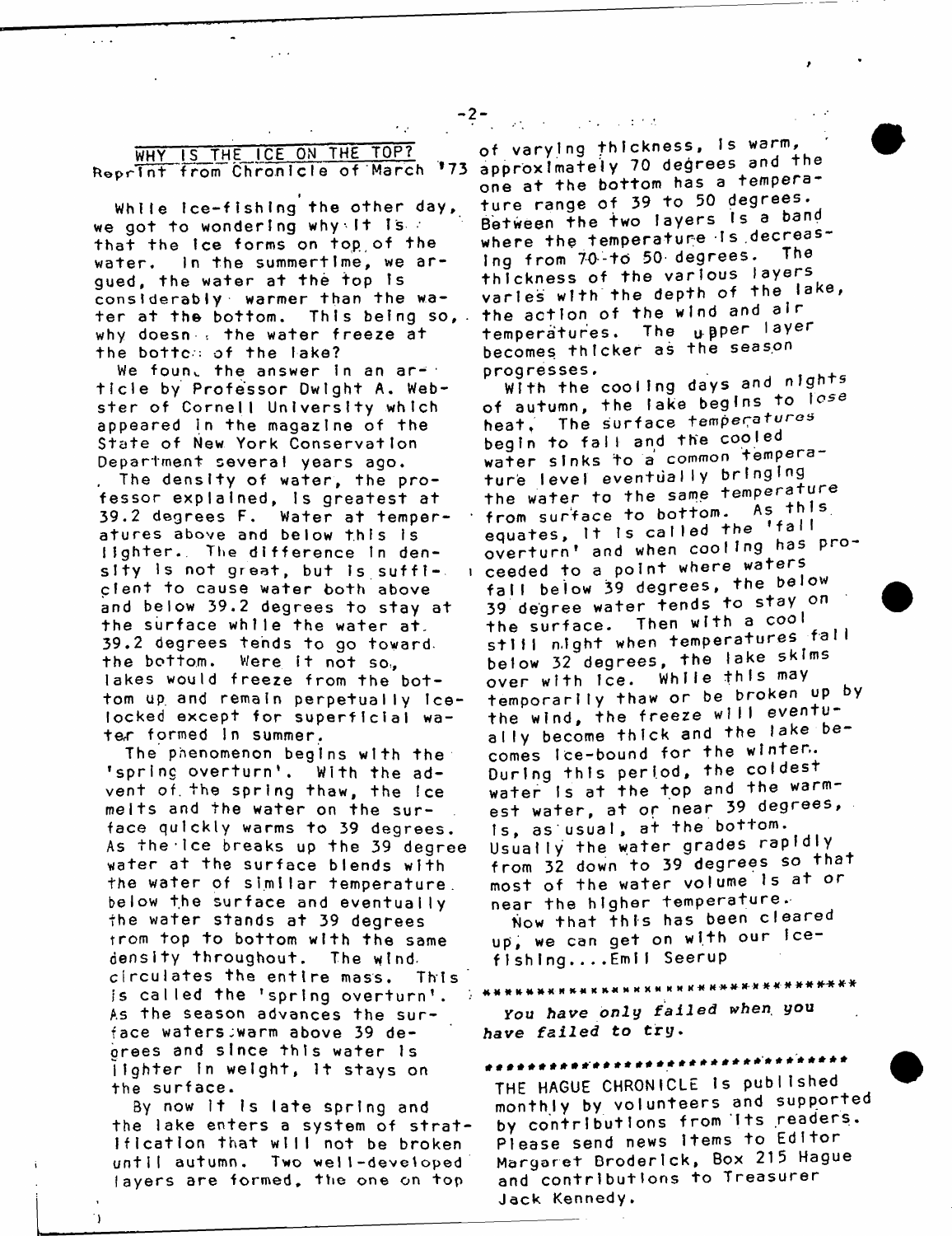## WHY IS THE ICE ON THE TOP?

Reprint from Chronicle of March '73

While ice-fishing the other day, we got to wondering why it is that the ice forms on top of the water. In the summertime, we argued, the water at the top is considerably warmer than the water at the bottom. This being so, why doesn't the water freeze at the bottom of the lake?

We found the answer in an article by Professor Dwight A. Webster of Cornell University which appeared in the magazine of the State of New York Conservation Department several years ago.

The density of water, the professor explained, is greatest at 39.2 degrees F. Water at temperatures above and below this is lighter. The difference in density is not great, but is sufficient to cause water both above and below 39.2 degrees to stay at the surface while the water at 39.2 degrees tends to go toward the bottom. Were it not so, lakes would freeze from the bottom up and remain perpetually icelocked except for superficial water formed in summer.

The phenomenon begins with the 'spring overturn'. With the advent of the spring thaw, the ice melts and the water on the surface quickly warms to 39 degrees. As the ice breaks up the 39 degree water at the surface blends with the water of similar temperature below the surface and eventually the water stands at 39 degrees from top to bottom with the same density throughout. The wind circulates the entire mass. This is called the 'spring overturn'. As the season advances the surface waters warm above 39 degrees and since this water is lighter in weight, it stays on the surface.

By now it is late spring and the lake enters a system of stratification that will not be broken until autumn. Two well-developed layers are formed, the one on top of varying thickness, is warm, approximately 70 degrees and the one at the bottom has a temperature range of 39 to 50 degrees. Between the two layers is a band where the temperature is decreasing from 70 to 50 degrees. The thickness of the various layers varies with the depth of the lake, the action of the wind and air temperatures. The upper layer becomes thicker as the season progresses.

With the cooling days and nights of autumn, the lake begins to lose heat. The surface temperatures begin to fall and the cooled water sinks to a common temperature level eventually bringing the water to the same temperature from surface to bottom. As this equates, it is called the 'fall overturn' and when cooling has proceeded to a point where waters fall below 39 degrees, the below 39 degree water tends to stay on the surface. Then with a cool still night when temperatures fall below 32 degrees, the lake skims over with ice. While this may temporarily thaw or be broken up by the wind, the freeze will eventually become thick and the lake becomes ice-bound for the winter. During this period, the coldest water is at the top and the warmest water, at or near 39 degrees, is, as usual, at the bottom. Usually the water grades rapidly from 32 down to 39 degrees so that most of the water volume is at or near the higher temperature.

Now that this has been cleared up, we can get on with our ice-fishing....Emil Seerup

*********************************

*You have only failed when you have failed to try.*

*********************************

THE HAGUE CHRONICLE is published monthly by volunteers and supported by contributions from its readers. Please send news items to Editor Margaret Broderick, Box 215 Hague and contributions to Treasurer Jack Kennedy.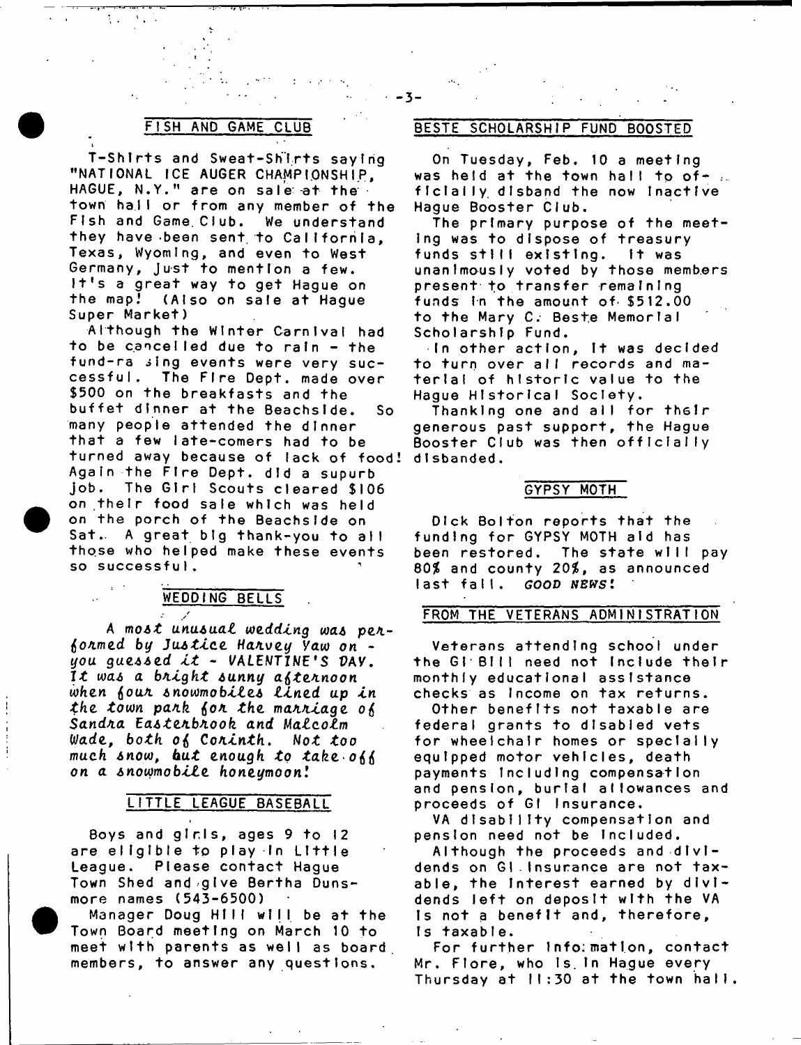## FISH AND GAME CLUB

T-Shirts and Sweat-Shirts saying "NATIONAL ICE AUGER CHAMPIONSHIP, HAGUE, N.Y." are on sale at the town hall or from any member of the Fish and Game Club. We understand they have been sent to California, Texas, Wyoming, and even to West Germany, just to mention a few. It's a great way to get Hague on the map! (Also on sale at Hague Super Market)

Although the Winter Carnival had to be cancelled due to rain - the fund-raising events were very successful. The Fire Dept. made over $500 on the breakfasts and the buffet dinner at the Beachside. So many people attended the dinner that a few late-comers had to be turned away because of lack of food! Again the Fire Dept. did a supurb job. The Girl Scouts cleared $106 on their food sale which was held on the porch of the Beachside on Sat. A great big thank-you to all those who helped make these events so successful.

## WEDDING BELLS

*A most unusual wedding was performed by Justice Harvey Yaw on - you guessed it - VALENTINE'S DAY. It was a bright sunny afternoon when four snowmobiles lined up in the town park for the marriage of Sandra Easterbrook and Malcolm Wade, both of Corinth. Not too much snow, but enough to take off on a snowmobile honeymoon!*

## LITTLE LEAGUE BASEBALL

Boys and girls, ages 9 to 12 are eligible to play in Little League. Please contact Hague Town Shed and give Bertha Dunsmore names (543-6500)

Manager Doug Hill will be at the Town Board meeting on March 10 to meet with parents as well as board members, to answer any questions.

## BESTE SCHOLARSHIP FUND BOOSTED

On Tuesday, Feb. 10 a meeting was held at the town hall to officially disband the now inactive Hague Booster Club.

The primary purpose of the meeting was to dispose of treasury funds still existing. It was unanimously voted by those members present to transfer remaining funds in the amount of $512.00 to the Mary C. Beste Memorial Scholarship Fund.

In other action, it was decided to turn over all records and material of historic value to the Hague Historical Society.

Thanking one and all for their generous past support, the Hague Booster Club was then officially disbanded.

## GYPSY MOTH

Dick Bolton reports that the funding for GYPSY MOTH aid has been restored. The state will pay 80% and county 20%, as announced last fall. *GOOD NEWS!*

## FROM THE VETERANS ADMINISTRATION

Veterans attending school under the GI Bill need not include their monthly educational assistance checks as income on tax returns.

Other benefits not taxable are federal grants to disabled vets for wheelchair homes or specially equipped motor vehicles, death payments including compensation and pension, burial allowances and proceeds of GI Insurance.

VA disability compensation and pension need not be included.

Although the proceeds and dividends on GI Insurance are not taxable, the interest earned by dividends left on deposit with the VA is not a benefit and, therefore, is taxable.

For further information, contact Mr. Fiore, who is in Hague every Thursday at 11:30 at the town hall.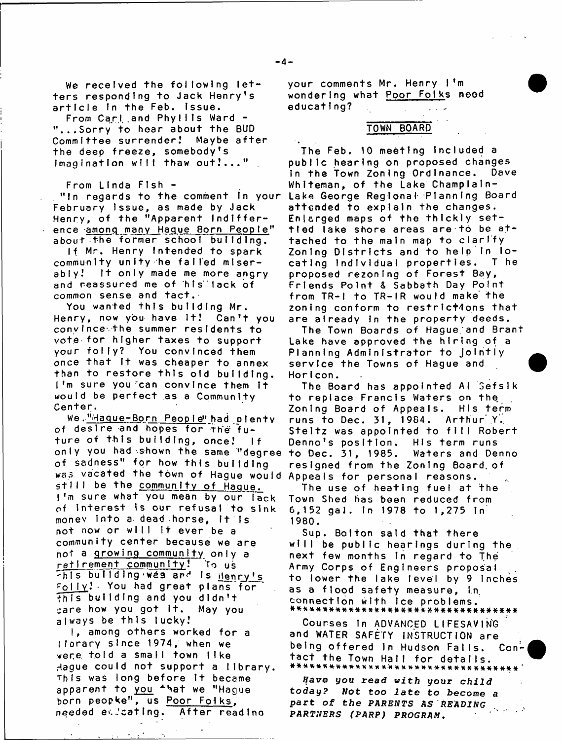We received the following letters responding to Jack Henry's article in the Feb. issue.

From Carl and Phyllis Ward - "...Sorry to hear about the BUD Committee surrender! Maybe after the deep freeze, somebody's imagination will thaw out!..."

From Linda Fish -

"In regards to the comment in your February issue, as made by Jack Henry, of the "Apparent indifference among many Hague Born People" about the former school building.

If Mr. Henry intended to spark community unity he failed miserably! It only made me more angry and reassured me of his lack of common sense and tact.

You wanted this building Mr. Henry, now you have it! Can't you convince the summer residents to vote for higher taxes to support your folly? You convinced them once that it was cheaper to annex than to restore this old building. I'm sure you can convince them it would be perfect as a Community Center.

We "Hague-Born People" had plenty of desire and hopes for the future of this building, once! If only you had shown the same "degree of sadness" for how this building was vacated the town of Hague would still be the community of Hague. I'm sure what you mean by our lack of interest is our refusal to sink money into a dead horse, it is not now or will it ever be a community center because we are not a growing community only a retirement community! To us this building was and is Henry's Folly! You had great plans for this building and you didn't care how you got it. May you always be this lucky!

I, among others worked for a library since 1974, when we were told a small town like Hague could not support a library. This was long before it became apparent to you that we "Hague born people", us Poor Folks, needed educating. After reading your comments Mr. Henry I'm wondering what Poor Folks need educating?

## TOWN BOARD

The Feb. 10 meeting included a public hearing on proposed changes in the Town Zoning Ordinance. Dave Whiteman, of the Lake Champlain-Lake George Regional Planning Board attended to explain the changes. Enlarged maps of the thickly settled lake shore areas are to be attached to the main map to clarify Zoning Districts and to help in locating individual properties. The proposed rezoning of Forest Bay, Friends Point & Sabbath Day Point from TR-1 to TR-1R would make the zoning conform to restrictions that are already in the property deeds.

The Town Boards of Hague and Brant Lake have approved the hiring of a Planning Administrator to jointly service the Towns of Hague and Horicon.

The Board has appointed Al Sefsik to replace Francis Waters on the Zoning Board of Appeals. His term runs to Dec. 31, 1984. Arthur Y. Steltz was appointed to fill Robert Denno's position. His term runs to Dec. 31, 1985. Waters and Denno resigned from the Zoning Board of Appeals for personal reasons.

The use of heating fuel at the Town Shed has been reduced from 6,152 gal. in 1978 to 1,275 in 1980.

Sup. Bolton said that there will be public hearings during the next few months in regard to The Army Corps of Engineers proposal to lower the lake level by 9 inches as a flood safety measure, in connection with ice problems.

*********************************

Courses in ADVANCED LIFESAVING and WATER SAFETY INSTRUCTION are being offered in Hudson Falls. Contact the Town Hall for details.

*********************************

*Have you read with your child today? Not too late to become a part of the PARENTS AS READING PARTNERS (PARP) PROGRAM.*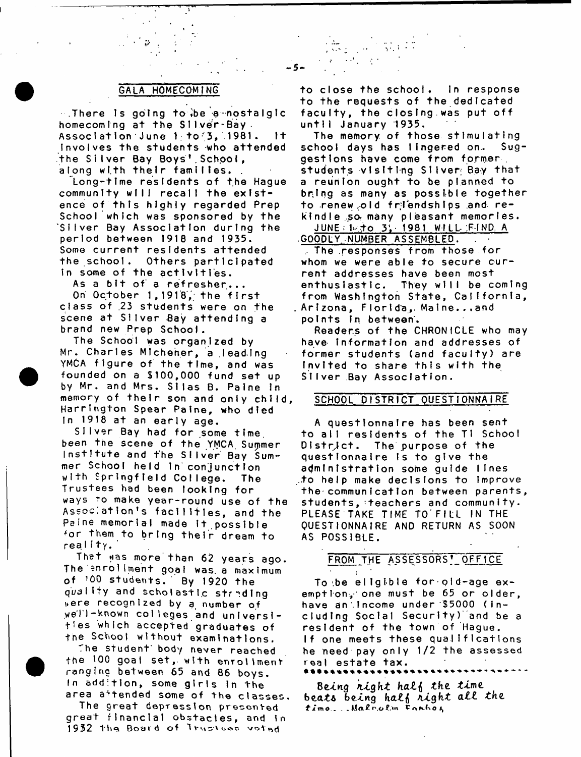## GALA HOMECOMING

There is going to be a nostalgic homecoming at the Silver Bay Association June 1 to 3, 1981. It involves the students who attended the Silver Bay Boys' School, along with their families.

Long-time residents of the Hague community will recall the existence of this highly regarded Prep School which was sponsored by the Silver Bay Association during the period between 1918 and 1935. Some current residents attended the school. Others participated in some of the activities.

As a bit of a refresher...

On October 1, 1918, the first class of 23 students were on the scene at Silver Bay attending a brand new Prep School.

The School was organized by Mr. Charles Michener, a leading YMCA figure of the time, and was founded on a $100,000 fund set up by Mr. and Mrs. Silas B. Paine in memory of their son and only child, Harrington Spear Paine, who died in 1918 at an early age.

Silver Bay had for some time been the scene of the YMCA Summer Institute and the Silver Bay Summer School held in conjunction with Springfield College. The Trustees had been looking for ways to make year-round use of the Association's facilities, and the Paine memorial made it possible for them to bring their dream to reality.

That was more than 62 years ago. The enrollment goal was a maximum of 100 students. By 1920 the quality and scholastic standing were recognized by a number of well-known colleges and universities which accepted graduates of the School without examinations.

The student body never reached the 100 goal set, with enrollment ranging between 65 and 86 boys. In addition, some girls in the area attended some of the classes.

The great depression presented great financial obstacles, and in 1932 the Board of Trustees voted to close the school. In response to the requests of the dedicated faculty, the closing was put off until January 1935.

The memory of those stimulating school days has lingered on. Suggestions have come from former students visiting Silver Bay that a reunion ought to be planned to bring as many as possible together to renew old friendships and rekindle so many pleasant memories.

JUNE 1 to 3, 1981 WILL FIND A GOODLY NUMBER ASSEMBLED.

The responses from those for whom we were able to secure current addresses have been most enthusiastic. They will be coming from Washington State, California, Arizona, Florida, Maine...and points in between.

Readers of the CHRONICLE who may have information and addresses of former students (and faculty) are invited to share this with the Silver Bay Association.

## SCHOOL DISTRICT QUESTIONNAIRE

A questionnaire has been sent to all residents of the TI School District. The purpose of the questionnaire is to give the administration some guide lines to help make decisions to improve the communication between parents, students, teachers and community. PLEASE TAKE TIME TO FILL IN THE QUESTIONNAIRE AND RETURN AS SOON AS POSSIBLE.

## FROM THE ASSESSORS' OFFICE

To be eligible for old-age exemption, one must be 65 or older, have an income under $5000 (including Social Security) and be a resident of the town of Hague. If one meets these qualifications he need pay only 1/2 the assessed real estate tax.

*Being right half the time beats being half right all the time...Malcolm Forbes*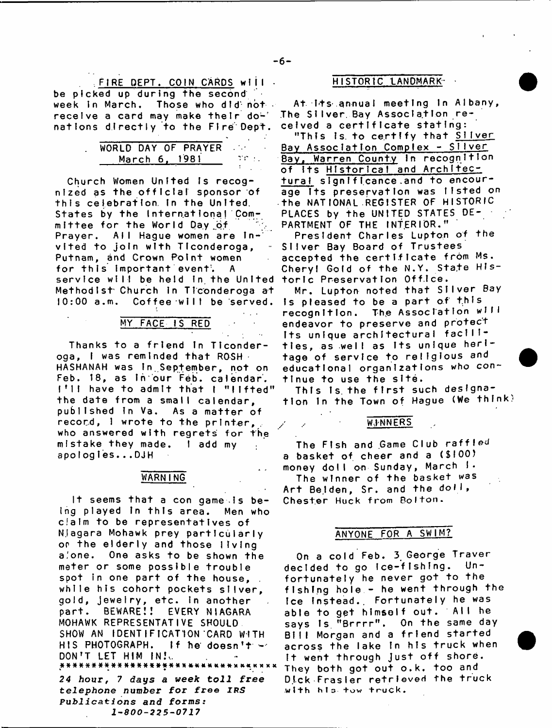FIRE DEPT. COIN CARDS will be picked up during the second week in March. Those who did not receive a card may make their donations directly to the Fire Dept.

## WORLD DAY OF PRAYER
## March 6, 1981

Church Women United is recognized as the official sponsor of this celebration in the United States by the International Committee for the World Day of Prayer. All Hague women are invited to join with Ticonderoga, Putnam, and Crown Point women for this important event. A service will be held in the United Methodist Church in Ticonderoga at 10:00 a.m. Coffee will be served.

## MY FACE IS RED

Thanks to a friend in Ticonderoga, I was reminded that ROSH HASHANAH was in September, not on Feb. 18, as in our Feb. calendar. I'll have to admit that I "lifted" the date from a small calendar, published in Va. As a matter of record, I wrote to the printer, who answered with regrets for the mistake they made. I add my apologies...DJH

## WARNING

It seems that a con game is being played in this area. Men who claim to be representatives of Niagara Mohawk prey particularly on the elderly and those living alone. One asks to be shown the meter or some possible trouble spot in one part of the house, while his cohort pockets silver, gold, jewelry, etc. in another part. BEWARE!! EVERY NIAGARA MOHAWK REPRESENTATIVE SHOULD SHOW AN IDENTIFICATION CARD WITH HIS PHOTOGRAPH. If he doesn't - DON'T LET HIM IN!

*********************************

*24 hour, 7 days a week toll free telephone number for free IRS Publications and forms: 1-800-225-0717*

## HISTORIC LANDMARK

At its annual meeting in Albany, The Silver Bay Association received a certificate stating:

"This is to certify that Silver Bay Association Complex - Silver Bay, Warren County in recognition of its Historical and Architectural significance and to encourage its preservation was listed on the NATIONAL REGISTER OF HISTORIC PLACES by the UNITED STATES DEPARTMENT OF THE INTERIOR."

President Charles Lupton of the Silver Bay Board of Trustees accepted the certificate from Ms. Cheryl Gold of the N.Y. State Historic Preservation Office.

Mr. Lupton noted that Silver Bay is pleased to be a part of this recognition. The Association will endeavor to preserve and protect its unique architectural facilities, as well as its unique heritage of service to religious and educational organizations who continue to use the site.

This is the first such designation in the Town of Hague (We think)

## WINNERS

The Fish and Game Club raffled a basket of cheer and a ($100) money doll on Sunday, March 1.

The winner of the basket was Art Belden, Sr. and the doll, Chester Huck from Bolton.

## ANYONE FOR A SWIM?

On a cold Feb. 3 George Traver decided to go ice-fishing. Unfortunately he never got to the fishing hole - he went through the ice instead. Fortunately he was able to get himself out. All he says is "Brrrr". On the same day Bill Morgan and a friend started across the lake in his truck when it went through just off shore. They both got out o.k. too and Dick Frasier retrieved the truck with his tow truck.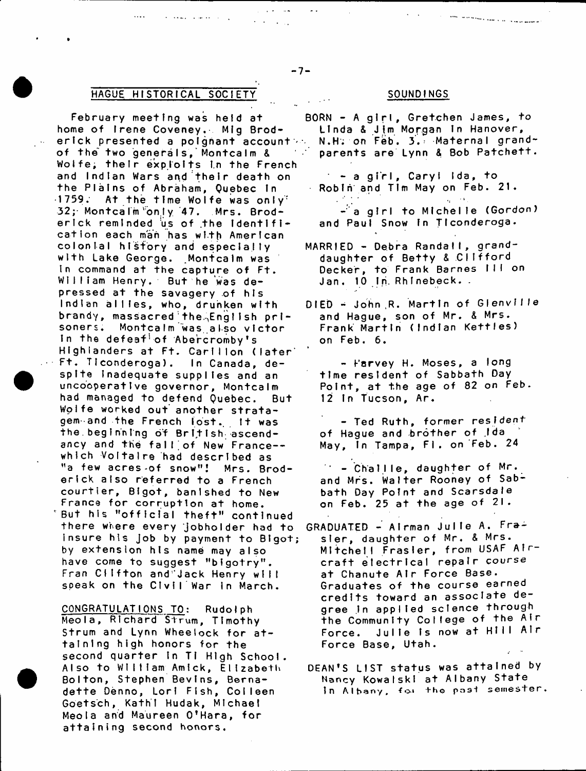## HAGUE HISTORICAL SOCIETY

February meeting was held at home of Irene Coveney. Mig Broderick presented a poignant account of the two generals, Montcalm & Wolfe, their exploits in the French and Indian Wars and their death on the Plains of Abraham, Quebec in 1759. At the time Wolfe was only 32; Montcalm only 47. Mrs. Broderick reminded us of the identification each man has with American colonial history and especially with Lake George. Montcalm was in command at the capture of Ft. William Henry. But he was depressed at the savagery of his Indian allies, who, drunken with brandy, massacred the English prisoners. Montcalm was also victor in the defeat of Abercromby's Highlanders at Ft. Carillon (later Ft. Ticonderoga). In Canada, despite inadequate supplies and an uncooperative governor, Montcalm had managed to defend Quebec. But Wolfe worked out another stratagem and the French lost. It was the beginning of British ascendancy and the fall of New France--which Voltaire had described as "a few acres of snow"! Mrs. Broderick also referred to a French courtier, Bigot, banished to New France for corruption at home. But his "official theft" continued there where every jobholder had to insure his job by payment to Bigot; by extension his name may also have come to suggest "bigotry". Fran Clifton and Jack Henry will speak on the Civil War in March.

CONGRATULATIONS TO: Rudolph Meola, Richard Strum, Timothy Strum and Lynn Wheelock for attaining high honors for the second quarter in TI High School. Also to William Amick, Elizabeth Bolton, Stephen Bevins, Bernadette Denno, Lori Fish, Colleen Goetsch, Kathi Hudak, Michael Meola and Maureen O'Hara, for attaining second honors.

## SOUNDINGS

BORN - A girl, Gretchen James, to Linda & Jim Morgan in Hanover, N.H. on Feb. 3. Maternal grandparents are Lynn & Bob Patchett.

- a girl, Caryl Ida, to Robin and Tim May on Feb. 21.

- a girl to Michelle (Gordon) and Paul Snow in Ticonderoga.

MARRIED - Debra Randall, granddaughter of Betty & Clifford Decker, to Frank Barnes III on Jan. 10 in Rhinebeck.

DIED - John R. Martin of Glenville and Hague, son of Mr. & Mrs. Frank Martin (Indian Kettles) on Feb. 6.

- Harvey H. Moses, a long time resident of Sabbath Day Point, at the age of 82 on Feb. 12 in Tucson, Ar.

- Ted Ruth, former resident of Hague and brother of Ida May, in Tampa, Fl. on Feb. 24

- Challie, daughter of Mr. and Mrs. Walter Rooney of Sabbath Day Point and Scarsdale on Feb. 25 at the age of 21.

GRADUATED - Airman Julie A. Frasier, daughter of Mr. & Mrs. Mitchell Frasier, from USAF Aircraft electrical repair course at Chanute Air Force Base. Graduates of the course earned credits toward an associate degree in applied science through the Community College of the Air Force. Julie is now at Hill Air Force Base, Utah.

DEAN'S LIST status was attained by Nancy Kowalski at Albany State in Albany, for the past semester.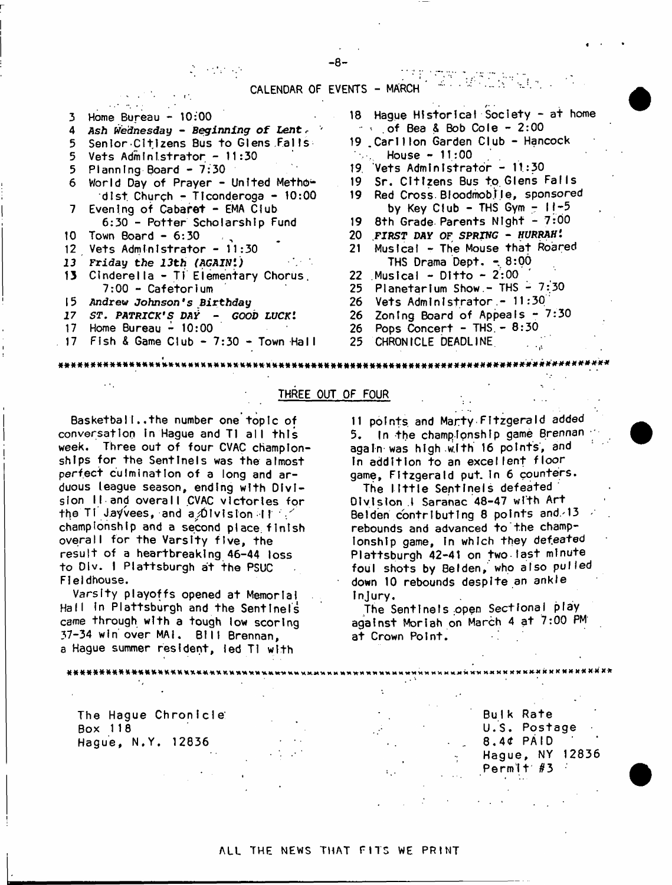## CALENDAR OF EVENTS - MARCH

3 Home Bureau - 10:00
4 *Ash Wednesday - Beginning of Lent.*
5 Senior Citizens Bus to Glens Falls
5 Vets Administrator - 11:30
5 Planning Board - 7:30
6 World Day of Prayer - United Methodist Church - Ticonderoga - 10:00
7 Evening of Cabaret - EMA Club 6:30 - Potter Scholarship Fund
10 Town Board - 6:30
12 Vets Administrator - 11:30
13 *Friday the 13th (AGAIN!)*
13 Cinderella - TI Elementary Chorus. 7:00 - Cafetorium
15 *Andrew Johnson's Birthday*
17 *ST. PATRICK'S DAY - GOOD LUCK!*
17 Home Bureau - 10:00
17 Fish & Game Club - 7:30 - Town Hall
18 Hague Historical Society - at home of Bea & Bob Cole - 2:00
19 Carillon Garden Club - Hancock House - 11:00
19 Vets Administrator - 11:30
19 Sr. Citizens Bus to Glens Falls
19 Red Cross Bloodmobile, sponsored by Key Club - THS Gym - 11-5
19 8th Grade Parents Night - 7:00
20 *FIRST DAY OF SPRING - HURRAH!*
21 Musical - The Mouse that Roared THS Drama Dept. - 8:00
22 Musical - Ditto - 2:00
25 Planetarium Show - THS - 7:30
26 Vets Administrator - 11:30
26 Zoning Board of Appeals - 7:30
26 Pops Concert - THS - 8:30
25 CHRONICLE DEADLINE

*****************************************************************************************

## THREE OUT OF FOUR

Basketball..the number one topic of conversation in Hague and TI all this week. Three out of four CVAC championships for the Sentinels was the almost perfect culmination of a long and arduous league season, ending with Division II and overall CVAC victories for the TI Jayvees, and a Division II championship and a second place finish overall for the Varsity five, the result of a heartbreaking 46-44 loss to Div. I Plattsburgh at the PSUC Fieldhouse.

Varsity playoffs opened at Memorial Hall in Plattsburgh and the Sentinels came through with a tough low scoring 37-34 win over MAI. Bill Brennan, a Hague summer resident, led TI with 11 points and Marty Fitzgerald added 5. In the championship game Brennan again was high with 16 points, and in addition to an excellent floor game, Fitzgerald put in 6 counters.

The little Sentinels defeated Division I Saranac 48-47 with Art Belden contributing 8 points and 13 rebounds and advanced to the championship game, in which they defeated Plattsburgh 42-41 on two last minute foul shots by Belden, who also pulled down 10 rebounds despite an ankle injury.

The Sentinels open Sectional play against Moriah on March 4 at 7:00 PM at Crown Point.

*****************************************************************************************

The Hague Chronicle
Box 118
Hague, N.Y. 12836

Bulk Rate
U.S. Postage
8.4¢ PAID
Hague, NY 12836
Permit #3

ALL THE NEWS THAT FITS WE PRINT